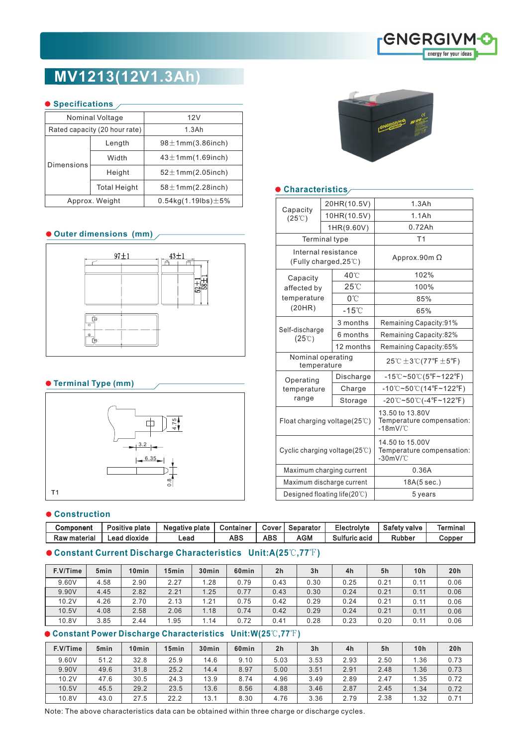ENGRGIVM energy for your ideas

# MV1213(12V1.3Ah)

## Specifications

| | | |
|---|---|---|
| Nominal Voltage | | 12V |
| Rated capacity (20 hour rate) | | 1.3Ah |
| Dimensions | Length | 98±1mm(3.86inch) |
| | Width | 43±1mm(1.69inch) |
| | Height | 52±1mm(2.05inch) |
| | Total Height | 58±1mm(2.28inch) |
| Approx. Weight | | 0.54kg(1.19lbs)±5% |

## Outer dimensions (mm)

97±1
43±1
52±1
58±1

## Terminal Type (mm)

4.75
3.2
6.35
0.8
T1

## Characteristics

| | | |
|---|---|---|
| Capacity (25℃) | 20HR(10.5V) | 1.3Ah |
| | 10HR(10.5V) | 1.1Ah |
| | 1HR(9.60V) | 0.72Ah |
| Terminal type | | T1 |
| Internal resistance (Fully charged,25℃) | | Approx.90m Ω |
| Capacity affected by temperature (20HR) | 40℃ | 102% |
| | 25℃ | 100% |
| | 0℃ | 85% |
| | -15℃ | 65% |
| Self-discharge (25℃) | 3 months | Remaining Capacity:91% |
| | 6 months | Remaining Capacity:82% |
| | 12 months | Remaining Capacity:65% |
| Nominal operating temperature | | 25℃±3℃(77℉±5℉) |
| Operating temperature range | Discharge | -15℃~50℃(5℉~122℉) |
| | Charge | -10℃~50℃(14℉~122℉) |
| | Storage | -20℃~50℃(-4℉~122℉) |
| Float charging voltage(25℃) | | 13.50 to 13.80V Temperature compensation: -18mV/℃ |
| Cyclic charging voltage(25℃) | | 14.50 to 15.00V Temperature compensation: -30mV/℃ |
| Maximum charging current | | 0.36A |
| Maximum discharge current | | 18A(5 sec.) |
| Designed floating life(20℃) | | 5 years |

## Construction

| Component | Positive plate | Negative plate | Container | Cover | Separator | Electrolyte | Safety valve | Terminal |
|---|---|---|---|---|---|---|---|---|
| Raw material | Lead dioxide | Lead | ABS | ABS | AGM | Sulfuric acid | Rubber | Copper |

## Constant Current Discharge Characteristics Unit:A(25℃,77℉)

| F.V/Time | 5min | 10min | 15min | 30min | 60min | 2h | 3h | 4h | 5h | 10h | 20h |
|---|---|---|---|---|---|---|---|---|---|---|---|
| 9.60V | 4.58 | 2.90 | 2.27 | 1.28 | 0.79 | 0.43 | 0.30 | 0.25 | 0.21 | 0.11 | 0.06 |
| 9.90V | 4.45 | 2.82 | 2.21 | 1.25 | 0.77 | 0.43 | 0.30 | 0.24 | 0.21 | 0.11 | 0.06 |
| 10.2V | 4.26 | 2.70 | 2.13 | 1.21 | 0.75 | 0.42 | 0.29 | 0.24 | 0.21 | 0.11 | 0.06 |
| 10.5V | 4.08 | 2.58 | 2.06 | 1.18 | 0.74 | 0.42 | 0.29 | 0.24 | 0.21 | 0.11 | 0.06 |
| 10.8V | 3.85 | 2.44 | 1.95 | 1.14 | 0.72 | 0.41 | 0.28 | 0.23 | 0.20 | 0.11 | 0.06 |

## Constant Power Discharge Characteristics Unit:W(25℃,77℉)

| F.V/Time | 5min | 10min | 15min | 30min | 60min | 2h | 3h | 4h | 5h | 10h | 20h |
|---|---|---|---|---|---|---|---|---|---|---|---|
| 9.60V | 51.2 | 32.8 | 25.9 | 14.6 | 9.10 | 5.03 | 3.53 | 2.93 | 2.50 | 1.36 | 0.73 |
| 9.90V | 49.6 | 31.8 | 25.2 | 14.4 | 8.97 | 5.00 | 3.51 | 2.91 | 2.48 | 1.36 | 0.73 |
| 10.2V | 47.6 | 30.5 | 24.3 | 13.9 | 8.74 | 4.96 | 3.49 | 2.89 | 2.47 | 1.35 | 0.72 |
| 10.5V | 45.5 | 29.2 | 23.5 | 13.6 | 8.56 | 4.88 | 3.46 | 2.87 | 2.45 | 1.34 | 0.72 |
| 10.8V | 43.0 | 27.5 | 22.2 | 13.1 | 8.30 | 4.76 | 3.36 | 2.79 | 2.38 | 1.32 | 0.71 |

Note: The above characteristics data can be obtained within three charge or discharge cycles.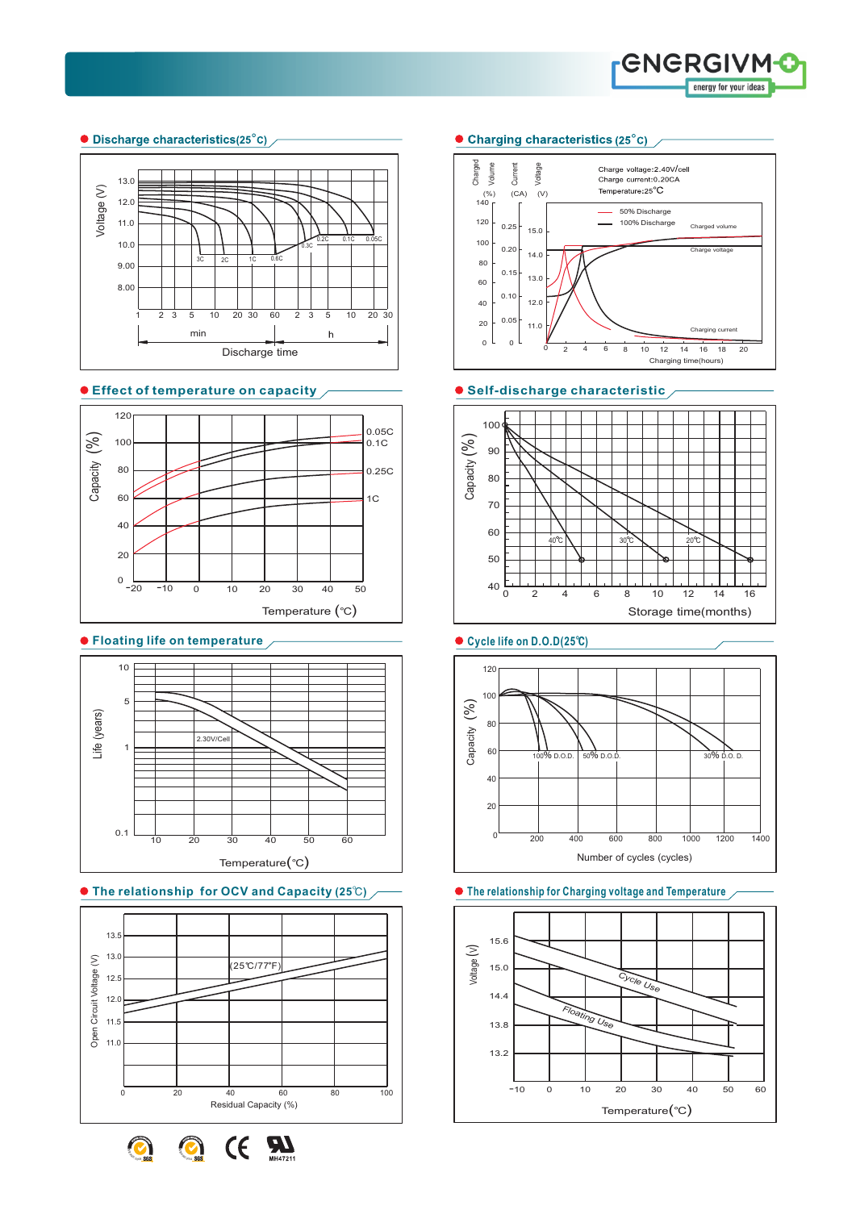ENERGIVM energy for your ideas

## Discharge characteristics(25°C)

Voltage (V)
13.0
12.0
11.0
10.0
9.00
8.00

3C 2C 1C 0.6C 0.3C 0.2C 0.1C 0.05C

1 2 3 5 10 20 30 60 2 3 5 10 20 30
min h
Discharge time

## Charging characteristics (25°C)

Charged Volume (%) Current (CA) Voltage (V)

Charge voltage:2.40V/cell
Charge current:0.20CA
Temperature:25°C

50% Discharge
100% Discharge

Charged volume
Charge voltage
Charging current

140 120 100 80 60 40 20 0
0.25 0.20 0.15 0.10 0.05 0
15.0 14.0 13.0 12.0 11.0

0 2 4 6 8 10 12 14 16 18 20
Charging time(hours)

## Effect of temperature on capacity

Capacity (%)
120 100 80 60 40 20 0

0.05C
0.1C
0.25C
1C

−20 −10 0 10 20 30 40 50
Temperature (°C)

## Self-discharge characteristic

Capacity (%)
100 90 80 70 60 50 40

40°C 30°C 20°C

0 2 4 6 8 10 12 14 16
Storage time(months)

## Floating life on temperature

Life (years)
10 5 1 0.1

2.30V/Cell

10 20 30 40 50 60
Temperature(°C)

## Cycle life on D.O.D(25°C)

Capacity (%)
120 100 80 60 40 20 0

100% D.O.D. 50% D.O.D. 30% D.O.D.

200 400 600 800 1000 1200 1400
Number of cycles (cycles)

## The relationship for OCV and Capacity (25°C)

Open Circuit Voltage (V)
13.5 13.0 12.5 12.0 11.5 11.0

(25°C/77°F)

0 20 40 60 80 100
Residual Capacity (%)

## The relationship for Charging voltage and Temperature

Voltage (V)
15.6 15.0 14.4 13.8 13.2

Cycle Use
Floating Use

−10 0 10 20 30 40 50 60
Temperature(°C)

SGS SGS CE MH47211